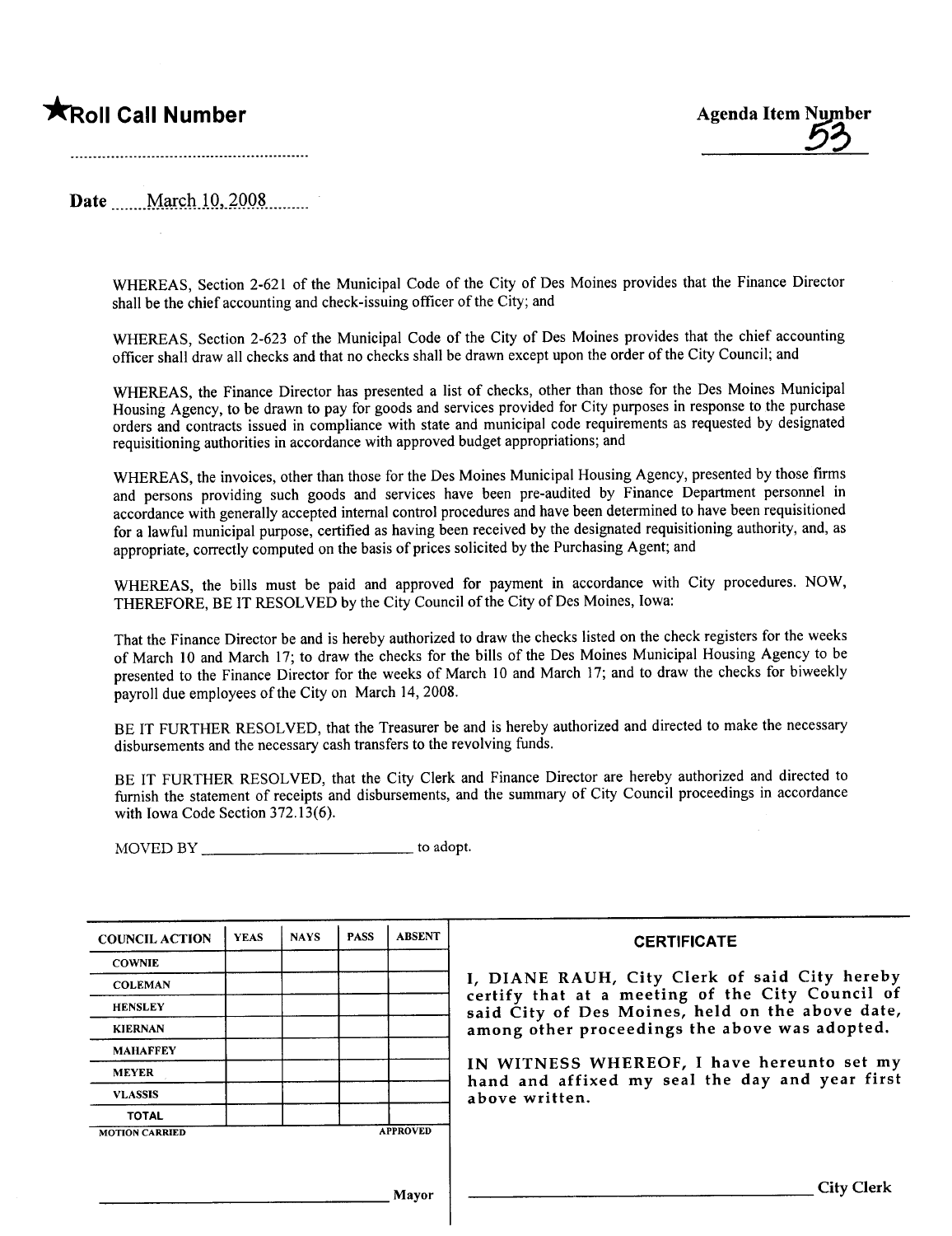★**Roll Call Number**

..........................................................

**Agenda Item Number**

53

Date ......March 10, 2008........

WHEREAS, Section 2-621 of the Municipal Code of the City of Des Moines provides that the Finance Director shall be the chief accounting and check-issuing officer of the City; and

WHEREAS, Section 2-623 of the Municipal Code of the City of Des Moines provides that the chief accounting officer shall draw all checks and that no checks shall be drawn except upon the order of the City Council; and

WHEREAS, the Finance Director has presented a list of checks, other than those for the Des Moines Municipal Housing Agency, to be drawn to pay for goods and services provided for City purposes in response to the purchase orders and contracts issued in compliance with state and municipal code requirements as requested by designated requisitioning authorities in accordance with approved budget appropriations; and

WHEREAS, the invoices, other than those for the Des Moines Municipal Housing Agency, presented by those firms and persons providing such goods and services have been pre-audited by Finance Department personnel in accordance with generally accepted internal control procedures and have been determined to have been requisitioned for a lawful municipal purpose, certified as having been received by the designated requisitioning authority, and, as appropriate, correctly computed on the basis of prices solicited by the Purchasing Agent; and

WHEREAS, the bills must be paid and approved for payment in accordance with City procedures. NOW, THEREFORE, BE IT RESOLVED by the City Council of the City of Des Moines, Iowa:

That the Finance Director be and is hereby authorized to draw the checks listed on the check registers for the weeks of March 10 and March 17; to draw the checks for the bills of the Des Moines Municipal Housing Agency to be presented to the Finance Director for the weeks of March 10 and March 17; and to draw the checks for biweekly payroll due employees of the City on March 14, 2008.

BE IT FURTHER RESOLVED, that the Treasurer be and is hereby authorized and directed to make the necessary disbursements and the necessary cash transfers to the revolving funds.

BE IT FURTHER RESOLVED, that the City Clerk and Finance Director are hereby authorized and directed to furnish the statement of receipts and disbursements, and the summary of City Council proceedings in accordance with Iowa Code Section 372.13(6).

MOVED BY ____________________________ to adopt.

| COUNCIL ACTION | YEAS | NAYS | PASS | ABSENT |
|---|---|---|---|---|
| COWNIE | | | | |
| COLEMAN | | | | |
| HENSLEY | | | | |
| KIERNAN | | | | |
| MAHAFFEY | | | | |
| MEYER | | | | |
| VLASSIS | | | | |
| TOTAL | | | | |

MOTION CARRIED — APPROVED

______________________________ Mayor

**CERTIFICATE**

I, DIANE RAUH, City Clerk of said City hereby certify that at a meeting of the City Council of said City of Des Moines, held on the above date, among other proceedings the above was adopted.

IN WITNESS WHEREOF, I have hereunto set my hand and affixed my seal the day and year first above written.

______________________________ City Clerk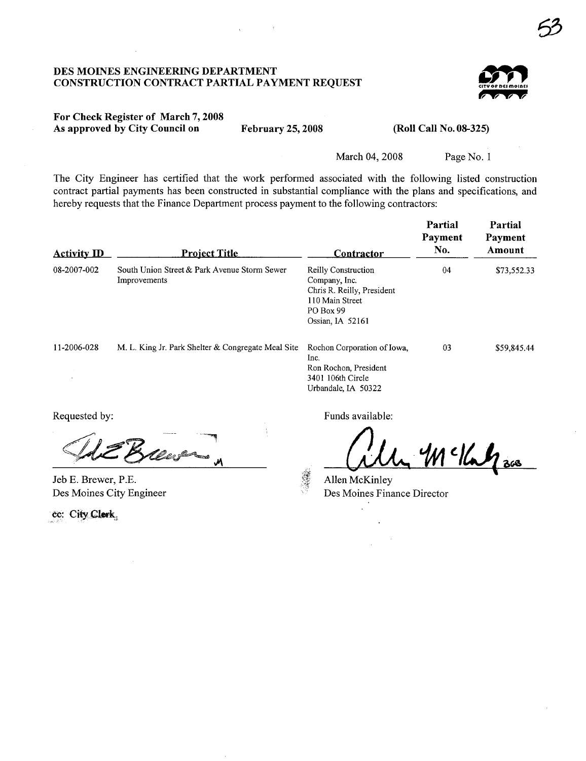# DES MOINES ENGINEERING DEPARTMENT
# CONSTRUCTION CONTRACT PARTIAL PAYMENT REQUEST

**For Check Register of March 7, 2008**
**As approved by City Council on February 25, 2008 (Roll Call No. 08-325)**

March 04, 2008 Page No. 1

The City Engineer has certified that the work performed associated with the following listed construction contract partial payments has been constructed in substantial compliance with the plans and specifications, and hereby requests that the Finance Department process payment to the following contractors:

| Activity ID | Project Title | Contractor | Partial Payment No. | Partial Payment Amount |
|---|---|---|---|---|
| 08-2007-002 | South Union Street & Park Avenue Storm Sewer Improvements | Reilly Construction Company, Inc.<br>Chris R. Reilly, President<br>110 Main Street<br>PO Box 99<br>Ossian, IA 52161 | 04 | $73,552.33 |
| 11-2006-028 | M. L. King Jr. Park Shelter & Congregate Meal Site | Rochon Corporation of Iowa, Inc.<br>Ron Rochon, President<br>3401 106th Circle<br>Urbandale, IA 50322 | 03 | $59,845.44 |

Requested by:

Jeb E. Brewer, P.E.
Des Moines City Engineer

Funds available:

Allen McKinley
Des Moines Finance Director

cc: City Clerk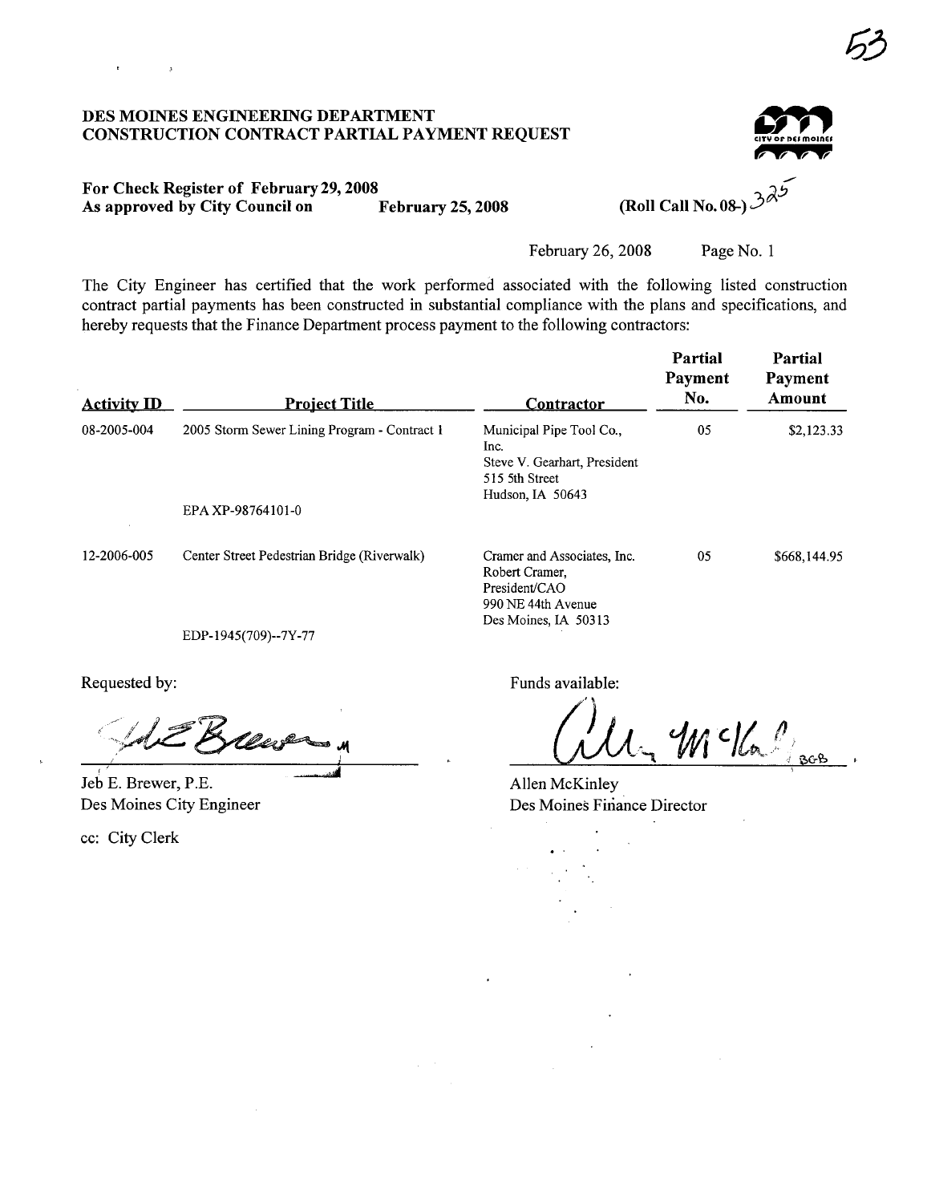53

**DES MOINES ENGINEERING DEPARTMENT**
**CONSTRUCTION CONTRACT PARTIAL PAYMENT REQUEST**

**For Check Register of February 29, 2008**
**As approved by City Council on February 25, 2008** **(Roll Call No. 08-) 325**

February 26, 2008 Page No. 1

The City Engineer has certified that the work performed associated with the following listed construction contract partial payments has been constructed in substantial compliance with the plans and specifications, and hereby requests that the Finance Department process payment to the following contractors:

| Activity ID | Project Title | Contractor | Partial Payment No. | Partial Payment Amount |
|---|---|---|---|---|
| 08-2005-004 | 2005 Storm Sewer Lining Program - Contract 1<br><br>EPA XP-98764101-0 | Municipal Pipe Tool Co., Inc.<br>Steve V. Gearhart, President<br>515 5th Street<br>Hudson, IA 50643 | 05 | $2,123.33 |
| 12-2006-005 | Center Street Pedestrian Bridge (Riverwalk)<br><br>EDP-1945(709)--7Y-77 | Cramer and Associates, Inc.<br>Robert Cramer, President/CAO<br>990 NE 44th Avenue<br>Des Moines, IA 50313 | 05 | $668,144.95 |

Requested by:

Jeb E. Brewer, P.E.
Des Moines City Engineer

cc: City Clerk

Funds available:

Allen McKinley
Des Moines Finance Director